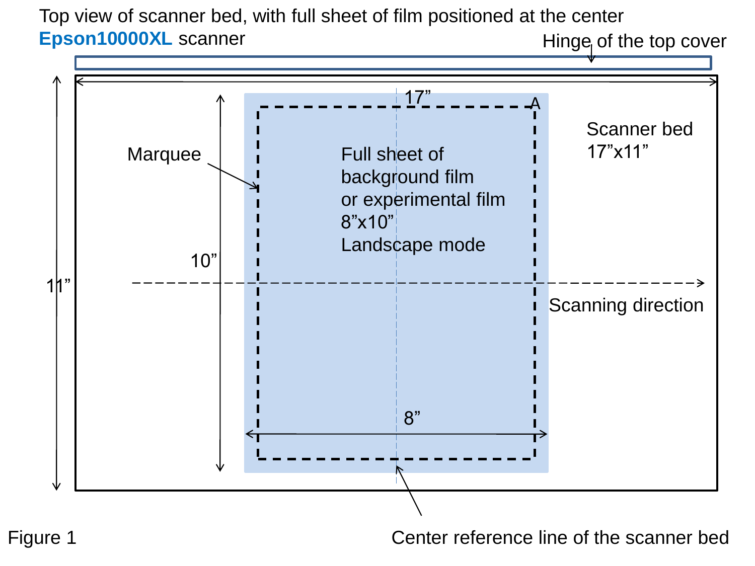Top view of scanner bed, with full sheet of film positioned at the center

**Epson10000XL** scanner

Hinge of the top cover

17”

A

Scanner bed
17”x11”

Marquee

Full sheet of
background film
or experimental film
8”x10”
Landscape mode

10”

11”

Scanning direction

8”

Figure 1

Center reference line of the scanner bed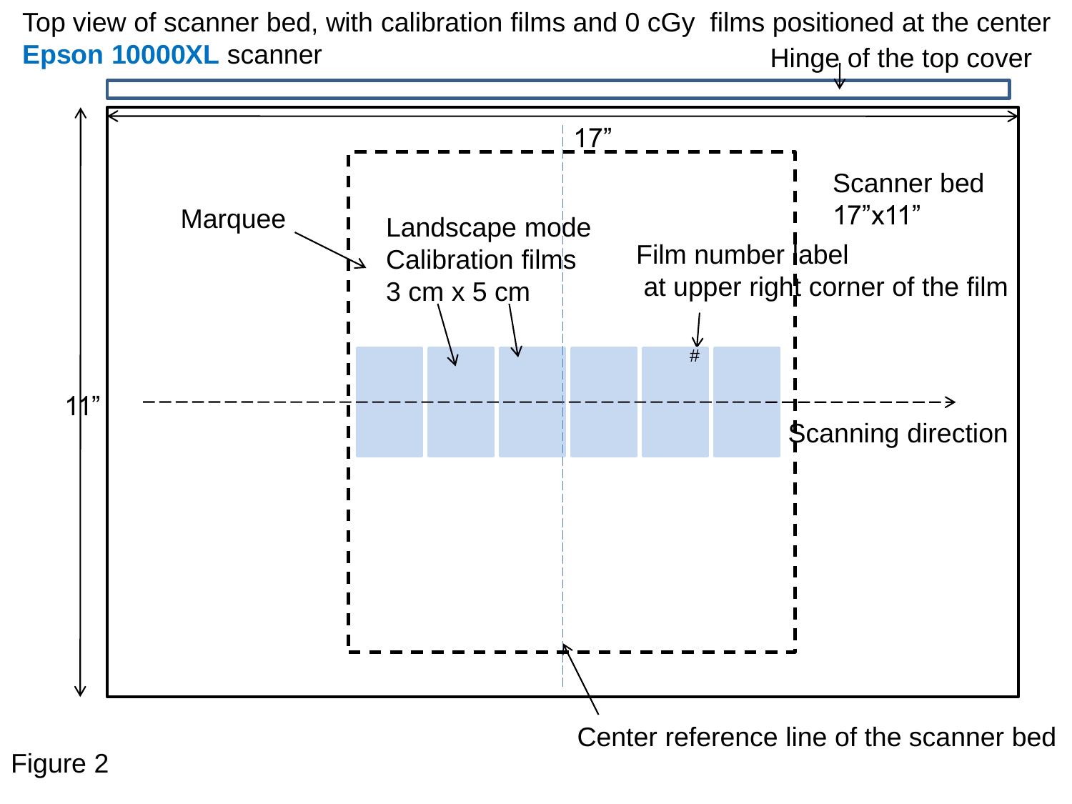Top view of scanner bed, with calibration films and 0 cGy films positioned at the center

**Epson 10000XL** scanner

Hinge of the top cover

17”

Scanner bed
17”x11”

Marquee

Landscape mode
Calibration films
3 cm x 5 cm

Film number label
at upper right corner of the film

#

11”

Scanning direction

Center reference line of the scanner bed

Figure 2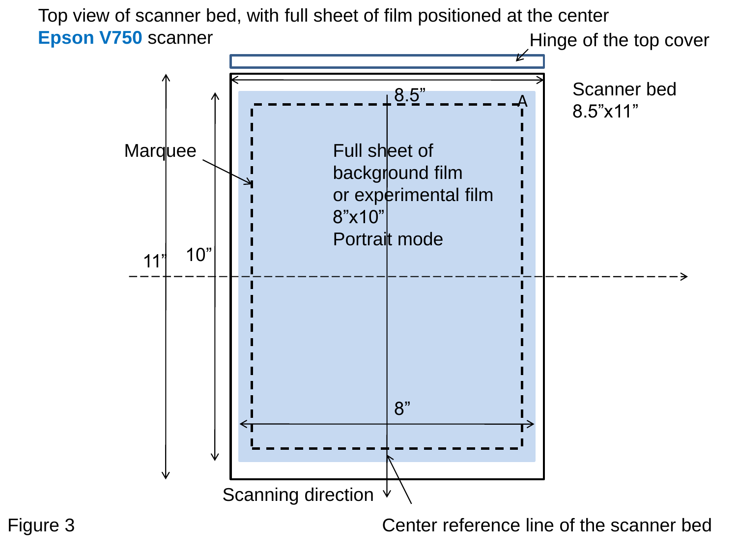Top view of scanner bed, with full sheet of film positioned at the center

**Epson V750** scanner

Hinge of the top cover

Scanner bed 8.5”x11”

8.5”

A

Marquee

Full sheet of background film or experimental film 8”x10” Portrait mode

11”

10”

8”

Scanning direction

Center reference line of the scanner bed

Figure 3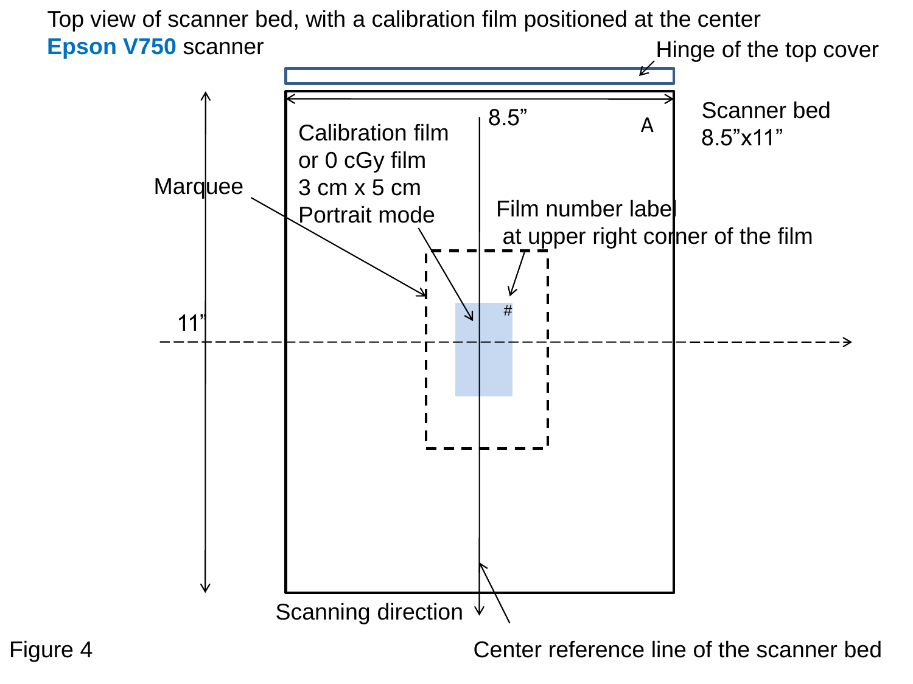Top view of scanner bed, with a calibration film positioned at the center

**Epson V750** scanner

Hinge of the top cover

Scanner bed 8.5"x11"

8.5"

11"

A

Calibration film or 0 cGy film 3 cm x 5 cm Portrait mode

Marquee

Film number label at upper right corner of the film

#

Scanning direction

Center reference line of the scanner bed

Figure 4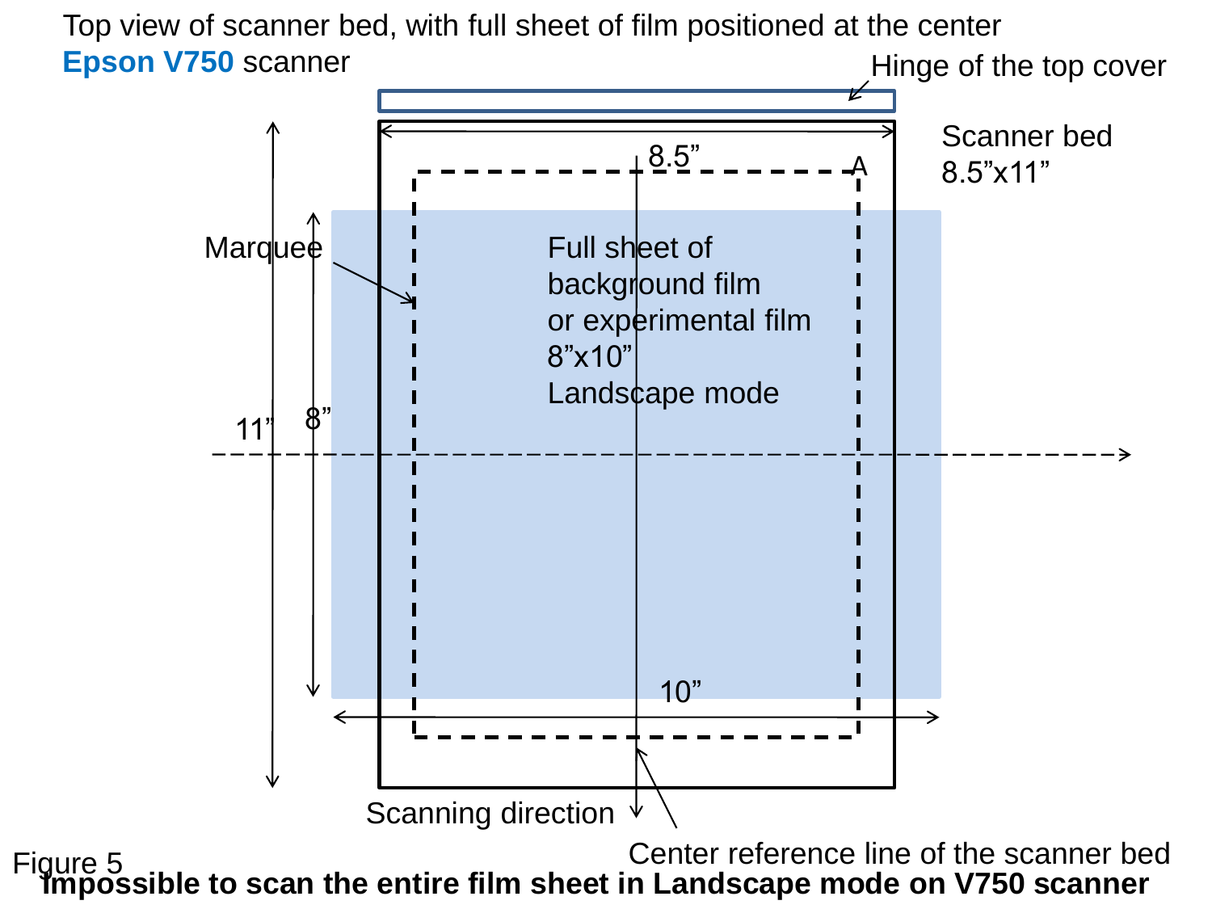Top view of scanner bed, with full sheet of film positioned at the center

**Epson V750** scanner

Hinge of the top cover

Scanner bed 8.5”x11”

8.5”

A

Marquee

Full sheet of background film or experimental film 8”x10” Landscape mode

11”

8”

10”

Scanning direction

Center reference line of the scanner bed

Figure 5

**Impossible to scan the entire film sheet in Landscape mode on V750 scanner**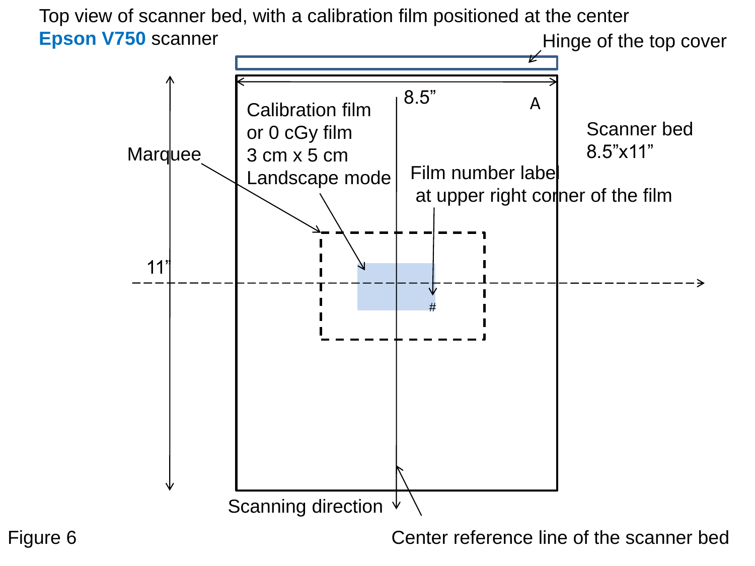Top view of scanner bed, with a calibration film positioned at the center
**Epson V750** scanner

Hinge of the top cover

8.5”

A

Scanner bed
8.5”x11”

Calibration film
or 0 cGy film
3 cm x 5 cm
Landscape mode

Marquee

Film number label
at upper right corner of the film

11”

#

Scanning direction

Center reference line of the scanner bed

Figure 6